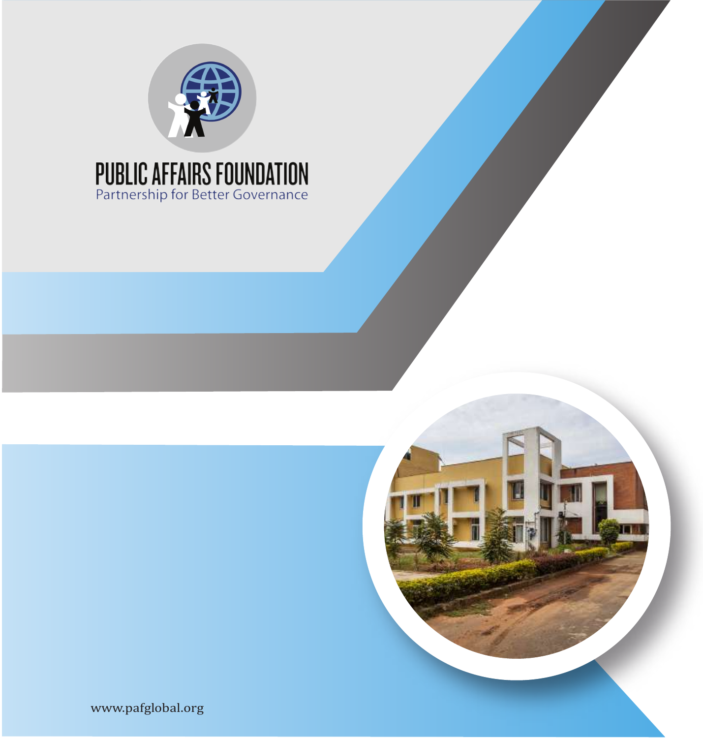# PUBLIC AFFAIRS FOUNDATION

Partnership for Better Governance

www.pafglobal.org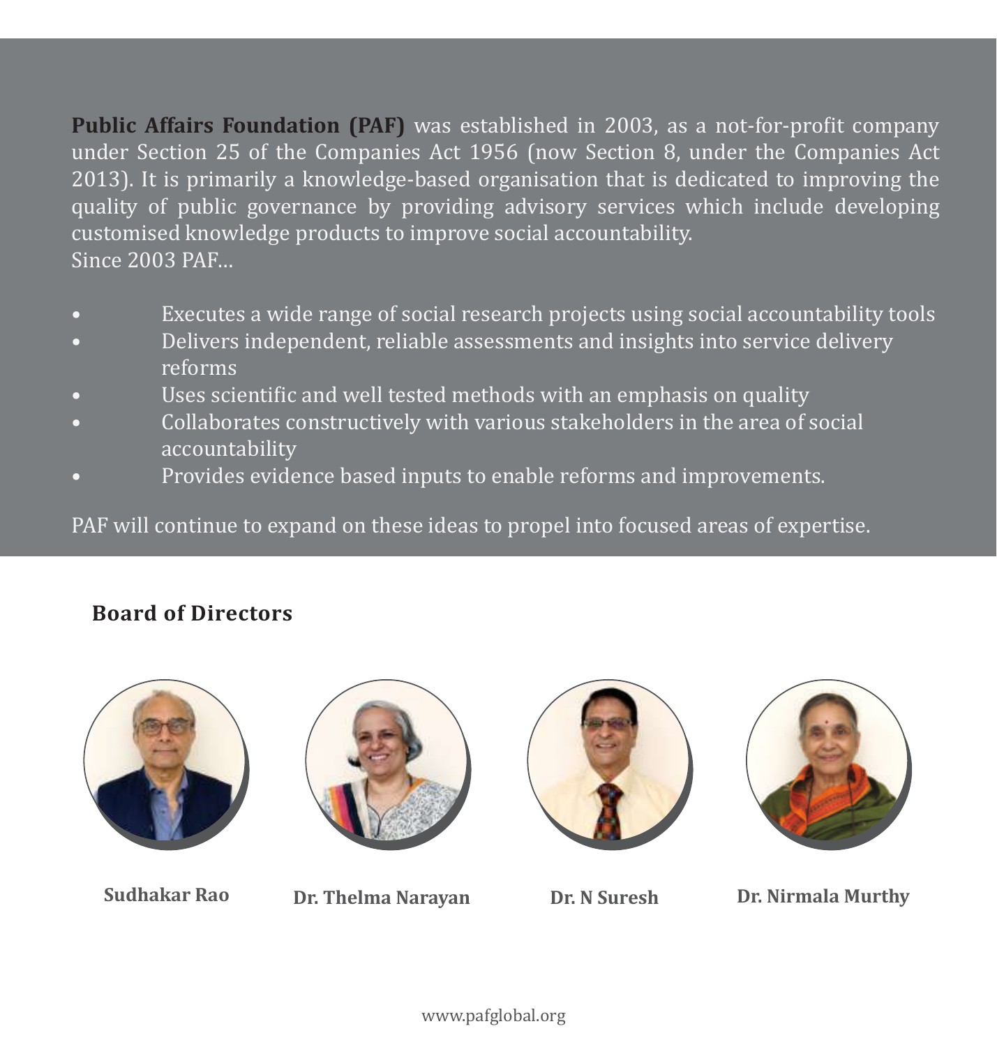**Public Affairs Foundation (PAF)** was established in 2003, as a not-for-profit company under Section 25 of the Companies Act 1956 (now Section 8, under the Companies Act 2013). It is primarily a knowledge-based organisation that is dedicated to improving the quality of public governance by providing advisory services which include developing customised knowledge products to improve social accountability.
Since 2003 PAF...

- Executes a wide range of social research projects using social accountability tools
- Delivers independent, reliable assessments and insights into service delivery reforms
- Uses scientific and well tested methods with an emphasis on quality
- Collaborates constructively with various stakeholders in the area of social accountability
- Provides evidence based inputs to enable reforms and improvements.

PAF will continue to expand on these ideas to propel into focused areas of expertise.

## Board of Directors

**Sudhakar Rao**

**Dr. Thelma Narayan**

**Dr. N Suresh**

**Dr. Nirmala Murthy**

www.pafglobal.org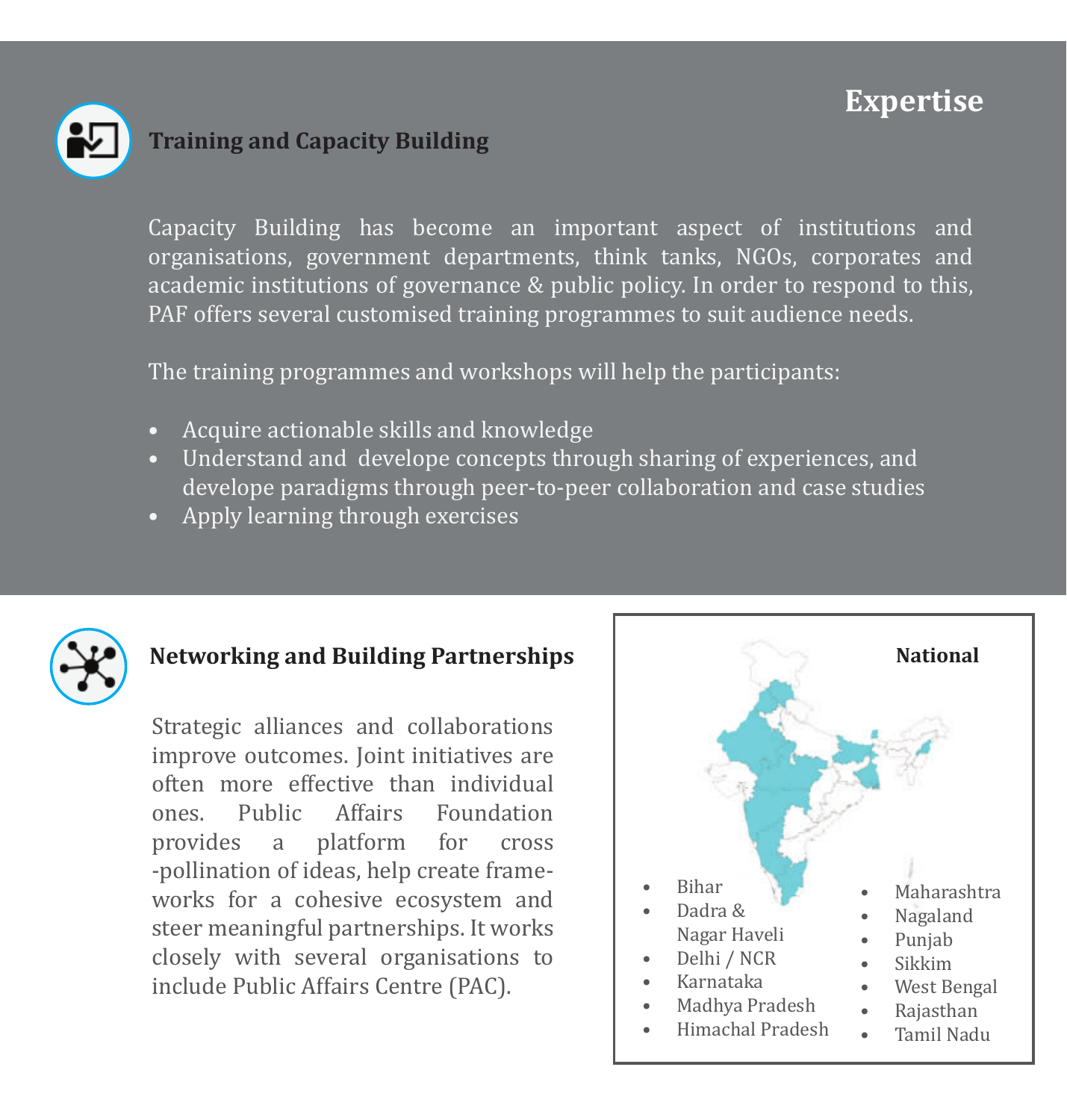# Expertise

## Training and Capacity Building

Capacity Building has become an important aspect of institutions and organisations, government departments, think tanks, NGOs, corporates and academic institutions of governance & public policy. In order to respond to this, PAF offers several customised training programmes to suit audience needs.

The training programmes and workshops will help the participants:

- Acquire actionable skills and knowledge
- Understand and develope concepts through sharing of experiences, and develope paradigms through peer-to-peer collaboration and case studies
- Apply learning through exercises

## Networking and Building Partnerships

Strategic alliances and collaborations improve outcomes. Joint initiatives are often more effective than individual ones. Public Affairs Foundation provides a platform for cross -pollination of ideas, help create frame-works for a cohesive ecosystem and steer meaningful partnerships. It works closely with several organisations to include Public Affairs Centre (PAC).

**National**

- Bihar
- Dadra & Nagar Haveli
- Delhi / NCR
- Karnataka
- Madhya Pradesh
- Himachal Pradesh
- Maharashtra
- Nagaland
- Punjab
- Sikkim
- West Bengal
- Rajasthan
- Tamil Nadu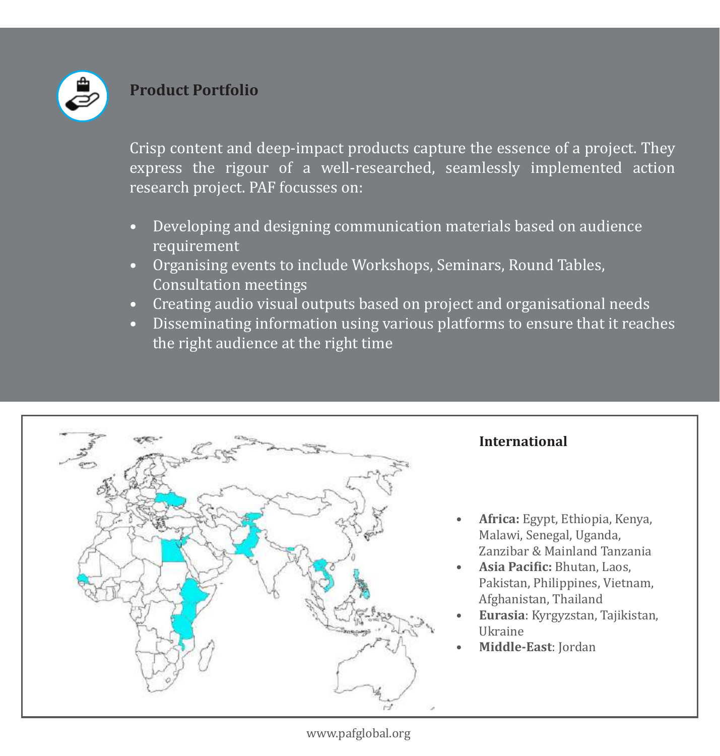## Product Portfolio

Crisp content and deep-impact products capture the essence of a project. They express the rigour of a well-researched, seamlessly implemented action research project. PAF focusses on:

- Developing and designing communication materials based on audience requirement
- Organising events to include Workshops, Seminars, Round Tables, Consultation meetings
- Creating audio visual outputs based on project and organisational needs
- Disseminating information using various platforms to ensure that it reaches the right audience at the right time

## International

- **Africa:** Egypt, Ethiopia, Kenya, Malawi, Senegal, Uganda, Zanzibar & Mainland Tanzania
- **Asia Pacific:** Bhutan, Laos, Pakistan, Philippines, Vietnam, Afghanistan, Thailand
- **Eurasia**: Kyrgyzstan, Tajikistan, Ukraine
- **Middle-East**: Jordan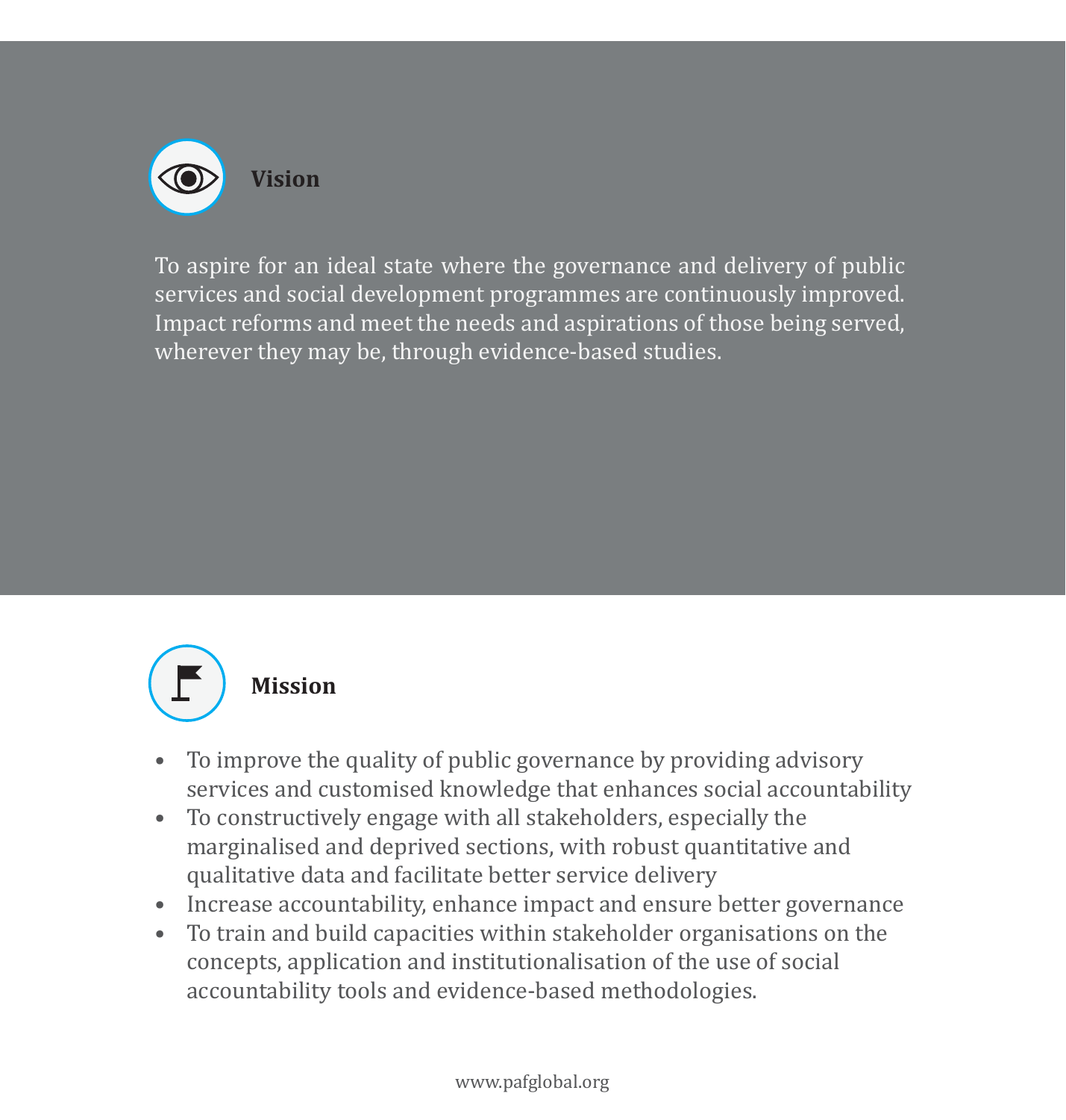## Vision

To aspire for an ideal state where the governance and delivery of public services and social development programmes are continuously improved. Impact reforms and meet the needs and aspirations of those being served, wherever they may be, through evidence-based studies.

## Mission

- To improve the quality of public governance by providing advisory services and customised knowledge that enhances social accountability
- To constructively engage with all stakeholders, especially the marginalised and deprived sections, with robust quantitative and qualitative data and facilitate better service delivery
- Increase accountability, enhance impact and ensure better governance
- To train and build capacities within stakeholder organisations on the concepts, application and institutionalisation of the use of social accountability tools and evidence-based methodologies.

www.pafglobal.org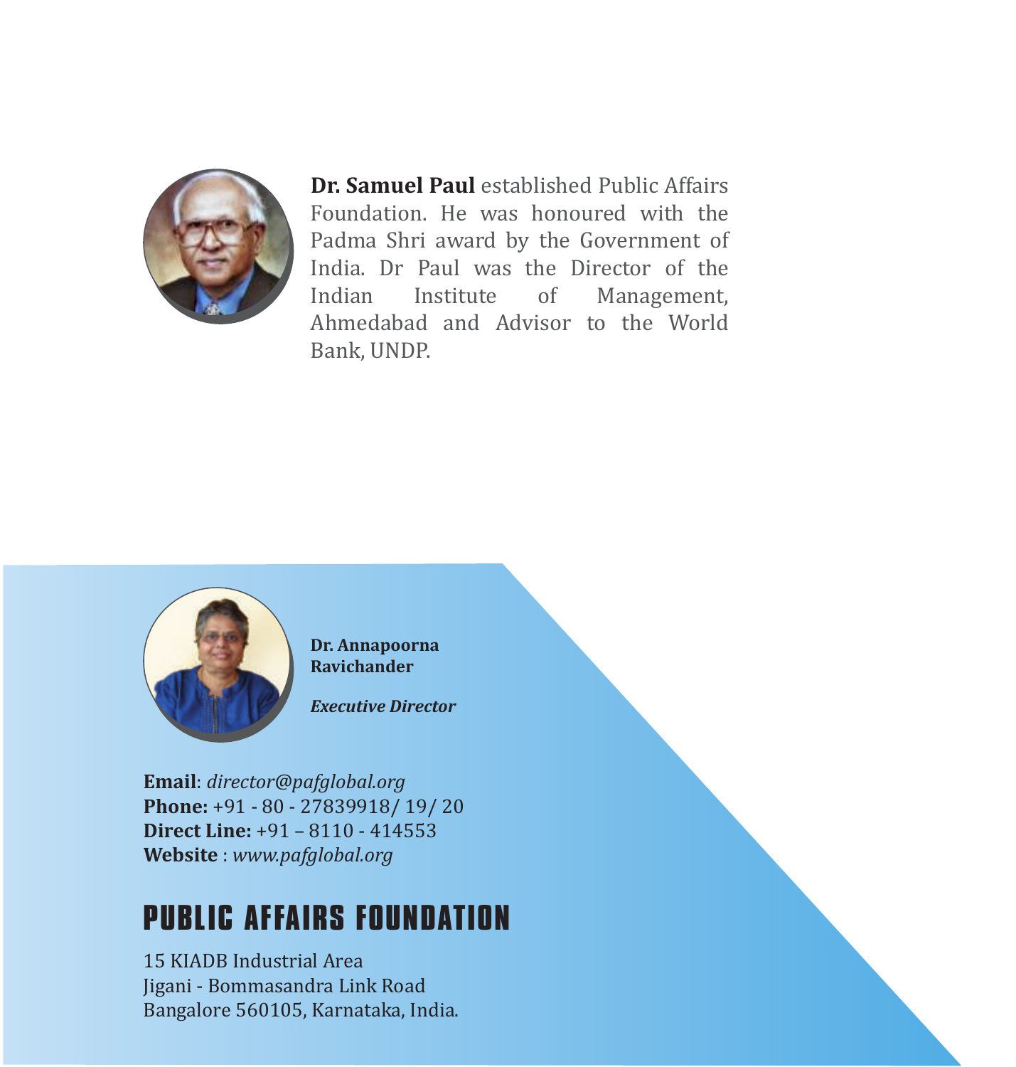**Dr. Samuel Paul** established Public Affairs Foundation. He was honoured with the Padma Shri award by the Government of India. Dr Paul was the Director of the Indian Institute of Management, Ahmedabad and Advisor to the World Bank, UNDP.

**Dr. Annapoorna Ravichander**

***Executive Director***

**Email**: *director@pafglobal.org*
**Phone:** +91 - 80 - 27839918/ 19/ 20
**Direct Line:** +91 – 8110 - 414553
**Website** : *www.pafglobal.org*

## PUBLIC AFFAIRS FOUNDATION

15 KIADB Industrial Area
Jigani - Bommasandra Link Road
Bangalore 560105, Karnataka, India.